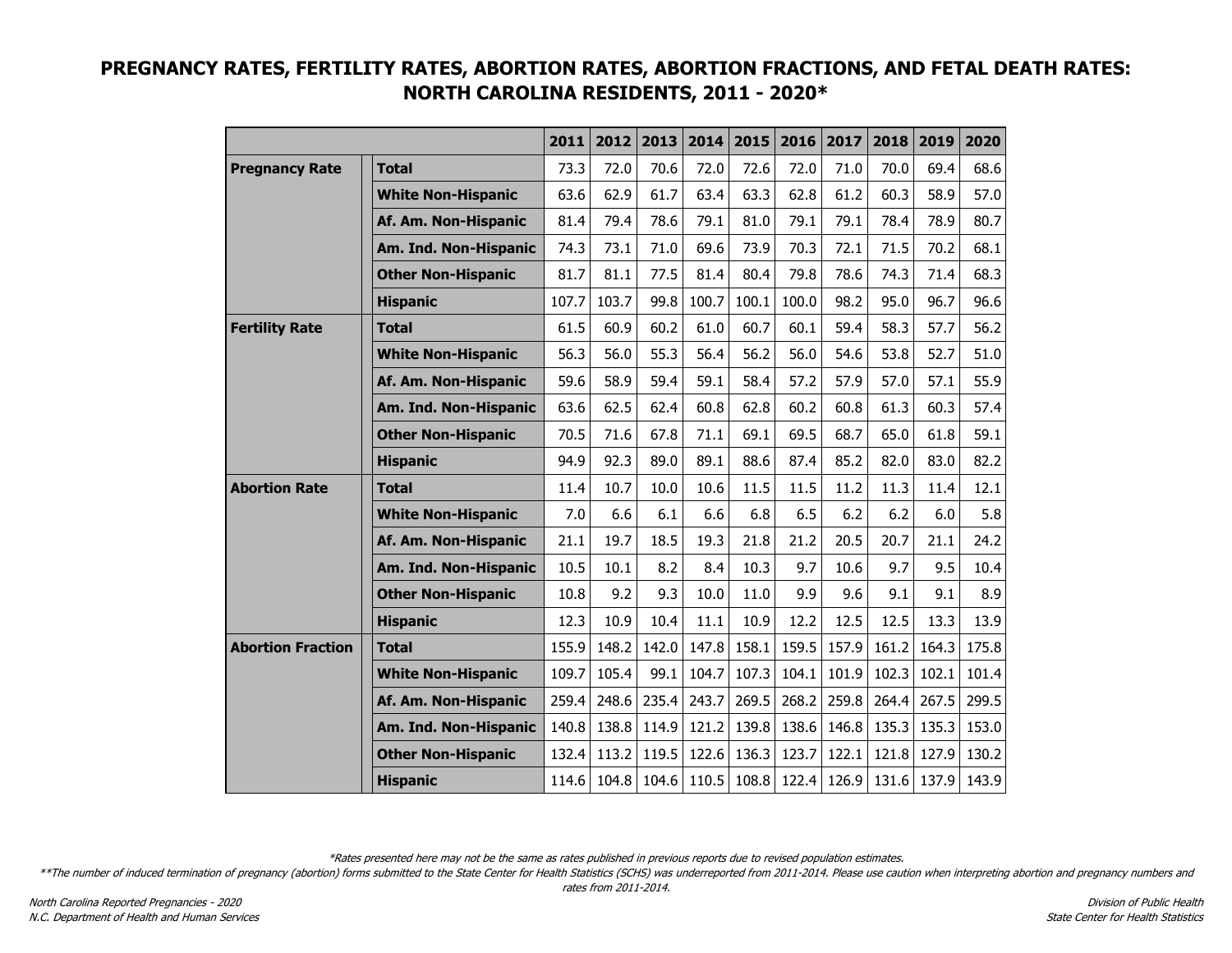# PREGNANCY RATES, FERTILITY RATES, ABORTION RATES, ABORTION FRACTIONS, AND FETAL DEATH RATES: NORTH CAROLINA RESIDENTS, 2011 - 2020*

| | | 2011 | 2012 | 2013 | 2014 | 2015 | 2016 | 2017 | 2018 | 2019 | 2020 |
|---|---|---|---|---|---|---|---|---|---|---|---|
| **Pregnancy Rate** | **Total** | 73.3 | 72.0 | 70.6 | 72.0 | 72.6 | 72.0 | 71.0 | 70.0 | 69.4 | 68.6 |
| | **White Non-Hispanic** | 63.6 | 62.9 | 61.7 | 63.4 | 63.3 | 62.8 | 61.2 | 60.3 | 58.9 | 57.0 |
| | **Af. Am. Non-Hispanic** | 81.4 | 79.4 | 78.6 | 79.1 | 81.0 | 79.1 | 79.1 | 78.4 | 78.9 | 80.7 |
| | **Am. Ind. Non-Hispanic** | 74.3 | 73.1 | 71.0 | 69.6 | 73.9 | 70.3 | 72.1 | 71.5 | 70.2 | 68.1 |
| | **Other Non-Hispanic** | 81.7 | 81.1 | 77.5 | 81.4 | 80.4 | 79.8 | 78.6 | 74.3 | 71.4 | 68.3 |
| | **Hispanic** | 107.7 | 103.7 | 99.8 | 100.7 | 100.1 | 100.0 | 98.2 | 95.0 | 96.7 | 96.6 |
| **Fertility Rate** | **Total** | 61.5 | 60.9 | 60.2 | 61.0 | 60.7 | 60.1 | 59.4 | 58.3 | 57.7 | 56.2 |
| | **White Non-Hispanic** | 56.3 | 56.0 | 55.3 | 56.4 | 56.2 | 56.0 | 54.6 | 53.8 | 52.7 | 51.0 |
| | **Af. Am. Non-Hispanic** | 59.6 | 58.9 | 59.4 | 59.1 | 58.4 | 57.2 | 57.9 | 57.0 | 57.1 | 55.9 |
| | **Am. Ind. Non-Hispanic** | 63.6 | 62.5 | 62.4 | 60.8 | 62.8 | 60.2 | 60.8 | 61.3 | 60.3 | 57.4 |
| | **Other Non-Hispanic** | 70.5 | 71.6 | 67.8 | 71.1 | 69.1 | 69.5 | 68.7 | 65.0 | 61.8 | 59.1 |
| | **Hispanic** | 94.9 | 92.3 | 89.0 | 89.1 | 88.6 | 87.4 | 85.2 | 82.0 | 83.0 | 82.2 |
| **Abortion Rate** | **Total** | 11.4 | 10.7 | 10.0 | 10.6 | 11.5 | 11.5 | 11.2 | 11.3 | 11.4 | 12.1 |
| | **White Non-Hispanic** | 7.0 | 6.6 | 6.1 | 6.6 | 6.8 | 6.5 | 6.2 | 6.2 | 6.0 | 5.8 |
| | **Af. Am. Non-Hispanic** | 21.1 | 19.7 | 18.5 | 19.3 | 21.8 | 21.2 | 20.5 | 20.7 | 21.1 | 24.2 |
| | **Am. Ind. Non-Hispanic** | 10.5 | 10.1 | 8.2 | 8.4 | 10.3 | 9.7 | 10.6 | 9.7 | 9.5 | 10.4 |
| | **Other Non-Hispanic** | 10.8 | 9.2 | 9.3 | 10.0 | 11.0 | 9.9 | 9.6 | 9.1 | 9.1 | 8.9 |
| | **Hispanic** | 12.3 | 10.9 | 10.4 | 11.1 | 10.9 | 12.2 | 12.5 | 12.5 | 13.3 | 13.9 |
| **Abortion Fraction** | **Total** | 155.9 | 148.2 | 142.0 | 147.8 | 158.1 | 159.5 | 157.9 | 161.2 | 164.3 | 175.8 |
| | **White Non-Hispanic** | 109.7 | 105.4 | 99.1 | 104.7 | 107.3 | 104.1 | 101.9 | 102.3 | 102.1 | 101.4 |
| | **Af. Am. Non-Hispanic** | 259.4 | 248.6 | 235.4 | 243.7 | 269.5 | 268.2 | 259.8 | 264.4 | 267.5 | 299.5 |
| | **Am. Ind. Non-Hispanic** | 140.8 | 138.8 | 114.9 | 121.2 | 139.8 | 138.6 | 146.8 | 135.3 | 135.3 | 153.0 |
| | **Other Non-Hispanic** | 132.4 | 113.2 | 119.5 | 122.6 | 136.3 | 123.7 | 122.1 | 121.8 | 127.9 | 130.2 |
| | **Hispanic** | 114.6 | 104.8 | 104.6 | 110.5 | 108.8 | 122.4 | 126.9 | 131.6 | 137.9 | 143.9 |

*\*Rates presented here may not be the same as rates published in previous reports due to revised population estimates.*

*\*\*The number of induced termination of pregnancy (abortion) forms submitted to the State Center for Health Statistics (SCHS) was underreported from 2011-2014. Please use caution when interpreting abortion and pregnancy numbers and rates from 2011-2014.*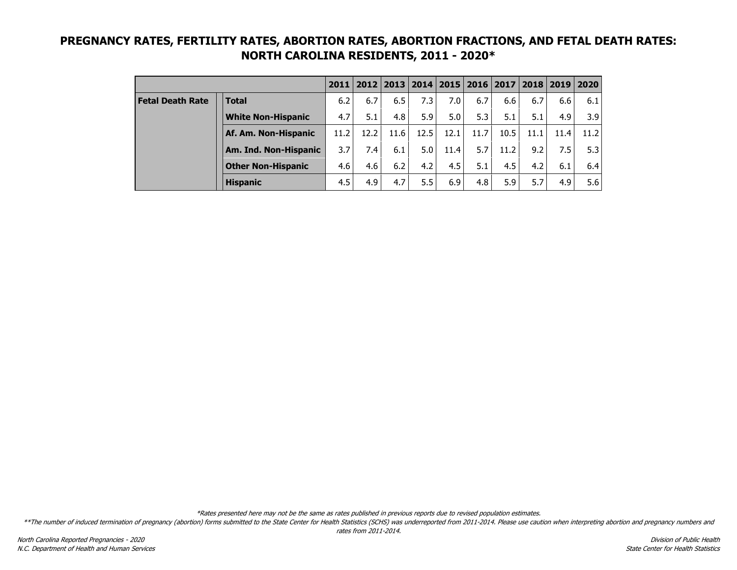# PREGNANCY RATES, FERTILITY RATES, ABORTION RATES, ABORTION FRACTIONS, AND FETAL DEATH RATES: NORTH CAROLINA RESIDENTS, 2011 - 2020*

| | | 2011 | 2012 | 2013 | 2014 | 2015 | 2016 | 2017 | 2018 | 2019 | 2020 |
|---|---|---|---|---|---|---|---|---|---|---|---|
| **Fetal Death Rate** | **Total** | 6.2 | 6.7 | 6.5 | 7.3 | 7.0 | 6.7 | 6.6 | 6.7 | 6.6 | 6.1 |
| | **White Non-Hispanic** | 4.7 | 5.1 | 4.8 | 5.9 | 5.0 | 5.3 | 5.1 | 5.1 | 4.9 | 3.9 |
| | **Af. Am. Non-Hispanic** | 11.2 | 12.2 | 11.6 | 12.5 | 12.1 | 11.7 | 10.5 | 11.1 | 11.4 | 11.2 |
| | **Am. Ind. Non-Hispanic** | 3.7 | 7.4 | 6.1 | 5.0 | 11.4 | 5.7 | 11.2 | 9.2 | 7.5 | 5.3 |
| | **Other Non-Hispanic** | 4.6 | 4.6 | 6.2 | 4.2 | 4.5 | 5.1 | 4.5 | 4.2 | 6.1 | 6.4 |
| | **Hispanic** | 4.5 | 4.9 | 4.7 | 5.5 | 6.9 | 4.8 | 5.9 | 5.7 | 4.9 | 5.6 |

*\*Rates presented here may not be the same as rates published in previous reports due to revised population estimates.*

*\*\*The number of induced termination of pregnancy (abortion) forms submitted to the State Center for Health Statistics (SCHS) was underreported from 2011-2014. Please use caution when interpreting abortion and pregnancy numbers and rates from 2011-2014.*